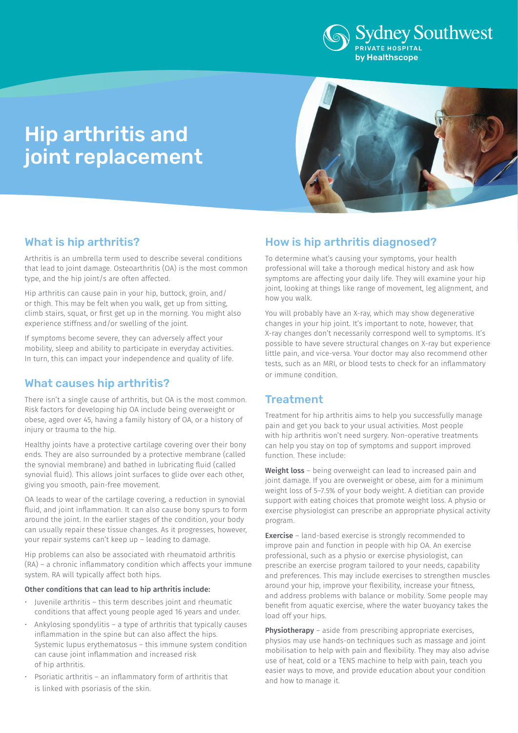# Hip arthritis and joint replacement

## What is hip arthritis?

Arthritis is an umbrella term used to describe several conditions that lead to joint damage. Osteoarthritis (OA) is the most common type, and the hip joint/s are often affected.

Hip arthritis can cause pain in your hip, buttock, groin, and/or thigh. This may be felt when you walk, get up from sitting, climb stairs, squat, or first get up in the morning. You might also experience stiffness and/or swelling of the joint.

If symptoms become severe, they can adversely affect your mobility, sleep and ability to participate in everyday activities. In turn, this can impact your independence and quality of life.

## What causes hip arthritis?

There isn't a single cause of arthritis, but OA is the most common. Risk factors for developing hip OA include being overweight or obese, aged over 45, having a family history of OA, or a history of injury or trauma to the hip.

Healthy joints have a protective cartilage covering over their bony ends. They are also surrounded by a protective membrane (called the synovial membrane) and bathed in lubricating fluid (called synovial fluid). This allows joint surfaces to glide over each other, giving you smooth, pain-free movement.

OA leads to wear of the cartilage covering, a reduction in synovial fluid, and joint inflammation. It can also cause bony spurs to form around the joint. In the earlier stages of the condition, your body can usually repair these tissue changes. As it progresses, however, your repair systems can't keep up – leading to damage.

Hip problems can also be associated with rheumatoid arthritis (RA) – a chronic inflammatory condition which affects your immune system. RA will typically affect both hips.

**Other conditions that can lead to hip arthritis include:**

- Juvenile arthritis – this term describes joint and rheumatic conditions that affect young people aged 16 years and under.
- Ankylosing spondylitis – a type of arthritis that typically causes inflammation in the spine but can also affect the hips. Systemic lupus erythematosus – this immune system condition can cause joint inflammation and increased risk of hip arthritis.
- Psoriatic arthritis – an inflammatory form of arthritis that is linked with psoriasis of the skin.

## How is hip arthritis diagnosed?

To determine what's causing your symptoms, your health professional will take a thorough medical history and ask how symptoms are affecting your daily life. They will examine your hip joint, looking at things like range of movement, leg alignment, and how you walk.

You will probably have an X-ray, which may show degenerative changes in your hip joint. It's important to note, however, that X-ray changes don't necessarily correspond well to symptoms. It's possible to have severe structural changes on X-ray but experience little pain, and vice-versa. Your doctor may also recommend other tests, such as an MRI, or blood tests to check for an inflammatory or immune condition.

## Treatment

Treatment for hip arthritis aims to help you successfully manage pain and get you back to your usual activities. Most people with hip arthritis won't need surgery. Non-operative treatments can help you stay on top of symptoms and support improved function. These include:

**Weight loss** – being overweight can lead to increased pain and joint damage. If you are overweight or obese, aim for a minimum weight loss of 5–7.5% of your body weight. A dietitian can provide support with eating choices that promote weight loss. A physio or exercise physiologist can prescribe an appropriate physical activity program.

**Exercise** – land-based exercise is strongly recommended to improve pain and function in people with hip OA. An exercise professional, such as a physio or exercise physiologist, can prescribe an exercise program tailored to your needs, capability and preferences. This may include exercises to strengthen muscles around your hip, improve your flexibility, increase your fitness, and address problems with balance or mobility. Some people may benefit from aquatic exercise, where the water buoyancy takes the load off your hips.

**Physiotherapy** – aside from prescribing appropriate exercises, physios may use hands-on techniques such as massage and joint mobilisation to help with pain and flexibility. They may also advise use of heat, cold or a TENS machine to help with pain, teach you easier ways to move, and provide education about your condition and how to manage it.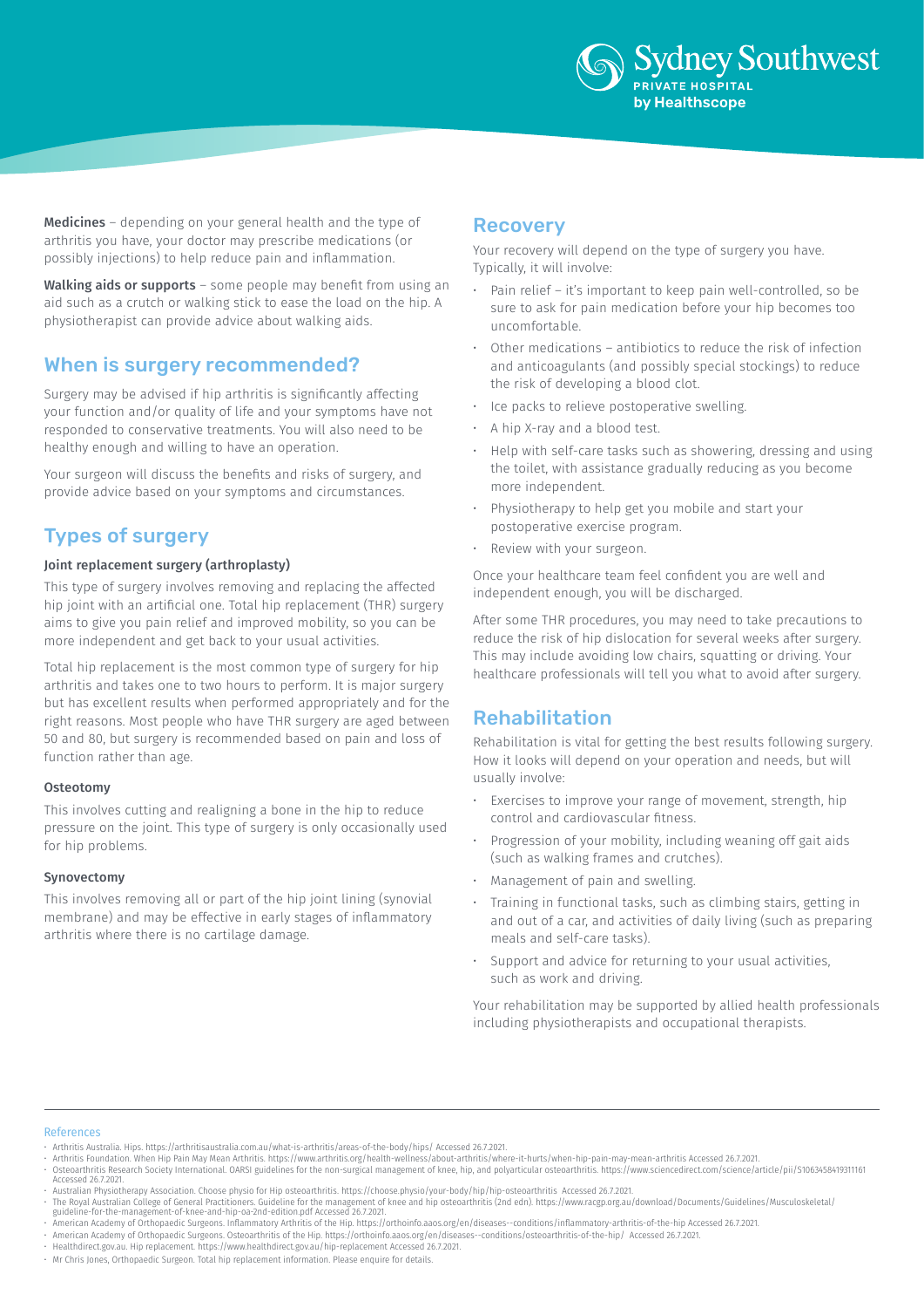**Medicines** – depending on your general health and the type of arthritis you have, your doctor may prescribe medications (or possibly injections) to help reduce pain and inflammation.

**Walking aids or supports** – some people may benefit from using an aid such as a crutch or walking stick to ease the load on the hip. A physiotherapist can provide advice about walking aids.

## When is surgery recommended?

Surgery may be advised if hip arthritis is significantly affecting your function and/or quality of life and your symptoms have not responded to conservative treatments. You will also need to be healthy enough and willing to have an operation.

Your surgeon will discuss the benefits and risks of surgery, and provide advice based on your symptoms and circumstances.

## Types of surgery

### Joint replacement surgery (arthroplasty)

This type of surgery involves removing and replacing the affected hip joint with an artificial one. Total hip replacement (THR) surgery aims to give you pain relief and improved mobility, so you can be more independent and get back to your usual activities.

Total hip replacement is the most common type of surgery for hip arthritis and takes one to two hours to perform. It is major surgery but has excellent results when performed appropriately and for the right reasons. Most people who have THR surgery are aged between 50 and 80, but surgery is recommended based on pain and loss of function rather than age.

### Osteotomy

This involves cutting and realigning a bone in the hip to reduce pressure on the joint. This type of surgery is only occasionally used for hip problems.

### Synovectomy

This involves removing all or part of the hip joint lining (synovial membrane) and may be effective in early stages of inflammatory arthritis where there is no cartilage damage.

## Recovery

Your recovery will depend on the type of surgery you have. Typically, it will involve:

- Pain relief – it's important to keep pain well-controlled, so be sure to ask for pain medication before your hip becomes too uncomfortable.
- Other medications – antibiotics to reduce the risk of infection and anticoagulants (and possibly special stockings) to reduce the risk of developing a blood clot.
- Ice packs to relieve postoperative swelling.
- A hip X-ray and a blood test.
- Help with self-care tasks such as showering, dressing and using the toilet, with assistance gradually reducing as you become more independent.
- Physiotherapy to help get you mobile and start your postoperative exercise program.
- Review with your surgeon.

Once your healthcare team feel confident you are well and independent enough, you will be discharged.

After some THR procedures, you may need to take precautions to reduce the risk of hip dislocation for several weeks after surgery. This may include avoiding low chairs, squatting or driving. Your healthcare professionals will tell you what to avoid after surgery.

## Rehabilitation

Rehabilitation is vital for getting the best results following surgery. How it looks will depend on your operation and needs, but will usually involve:

- Exercises to improve your range of movement, strength, hip control and cardiovascular fitness.
- Progression of your mobility, including weaning off gait aids (such as walking frames and crutches).
- Management of pain and swelling.
- Training in functional tasks, such as climbing stairs, getting in and out of a car, and activities of daily living (such as preparing meals and self-care tasks).
- Support and advice for returning to your usual activities, such as work and driving.

Your rehabilitation may be supported by allied health professionals including physiotherapists and occupational therapists.

---

#### References

- Arthritis Australia. Hips. https://arthritisaustralia.com.au/what-is-arthritis/areas-of-the-body/hips/ Accessed 26.7.2021.
- Arthritis Foundation. When Hip Pain May Mean Arthritis. https://www.arthritis.org/health-wellness/about-arthritis/where-it-hurts/when-hip-pain-may-mean-arthritis Accessed 26.7.2021.
- Osteoarthritis Research Society International. OARSI guidelines for the non-surgical management of knee, hip, and polyarticular osteoarthritis. https://www.sciencedirect.com/science/article/pii/S1063458419311161 Accessed 26.7.2021.
- Australian Physiotherapy Association. Choose physio for Hip osteoarthritis. https://choose.physio/your-body/hip/hip-osteoarthritis Accessed 26.7.2021.
- The Royal Australian College of General Practitioners. Guideline for the management of knee and hip osteoarthritis (2nd edn). https://www.racgp.org.au/download/Documents/Guidelines/Musculoskeletal/guideline-for-the-management-of-knee-and-hip-oa-2nd-edition.pdf Accessed 26.7.2021.
- American Academy of Orthopaedic Surgeons. Inflammatory Arthritis of the Hip. https://orthoinfo.aaos.org/en/diseases--conditions/inflammatory-arthritis-of-the-hip Accessed 26.7.2021.
- American Academy of Orthopaedic Surgeons. Osteoarthritis of the Hip. https://orthoinfo.aaos.org/en/diseases--conditions/osteoarthritis-of-the-hip/ Accessed 26.7.2021.
- Healthdirect.gov.au. Hip replacement. https://www.healthdirect.gov.au/hip-replacement Accessed 26.7.2021.
- Mr Chris Jones, Orthopaedic Surgeon. Total hip replacement information. Please enquire for details.